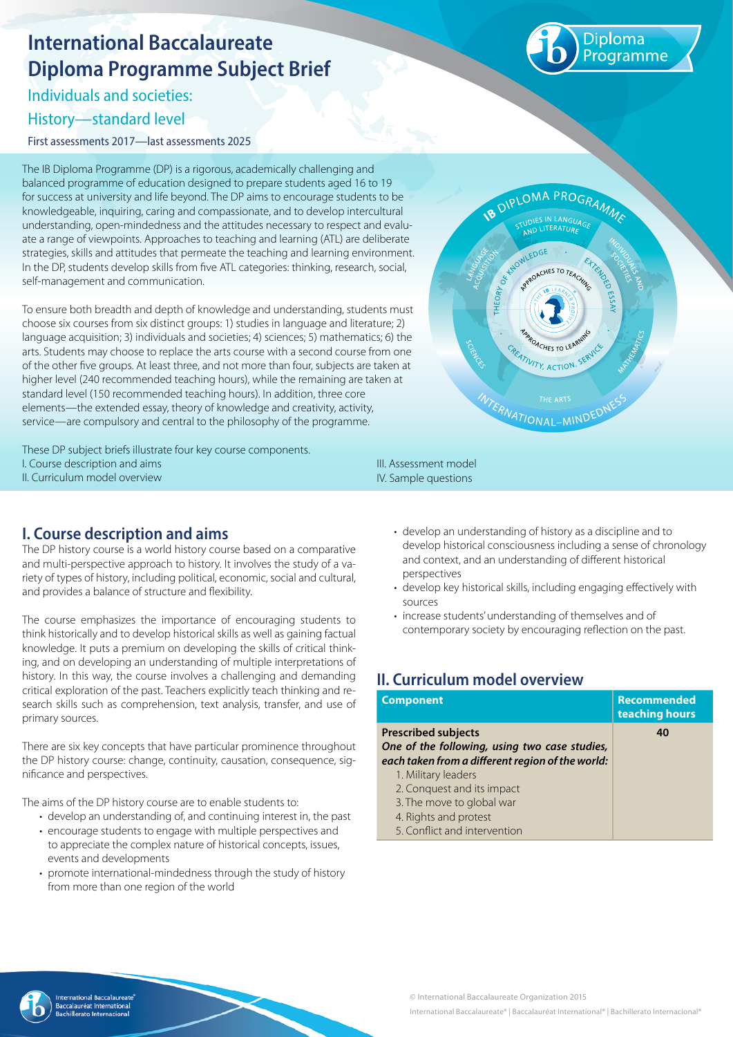# International Baccalaureate Diploma Programme Subject Brief

## Individuals and societies: History—standard level

First assessments 2017—last assessments 2025

The IB Diploma Programme (DP) is a rigorous, academically challenging and balanced programme of education designed to prepare students aged 16 to 19 for success at university and life beyond. The DP aims to encourage students to be knowledgeable, inquiring, caring and compassionate, and to develop intercultural understanding, open-mindedness and the attitudes necessary to respect and evaluate a range of viewpoints. Approaches to teaching and learning (ATL) are deliberate strategies, skills and attitudes that permeate the teaching and learning environment. In the DP, students develop skills from five ATL categories: thinking, research, social, self-management and communication.

To ensure both breadth and depth of knowledge and understanding, students must choose six courses from six distinct groups: 1) studies in language and literature; 2) language acquisition; 3) individuals and societies; 4) sciences; 5) mathematics; 6) the arts. Students may choose to replace the arts course with a second course from one of the other five groups. At least three, and not more than four, subjects are taken at higher level (240 recommended teaching hours), while the remaining are taken at standard level (150 recommended teaching hours). In addition, three core elements—the extended essay, theory of knowledge and creativity, activity, service—are compulsory and central to the philosophy of the programme.

These DP subject briefs illustrate four key course components.

I. Course description and aims

II. Curriculum model overview

III. Assessment model

IV. Sample questions

## I. Course description and aims

The DP history course is a world history course based on a comparative and multi-perspective approach to history. It involves the study of a variety of types of history, including political, economic, social and cultural, and provides a balance of structure and flexibility.

The course emphasizes the importance of encouraging students to think historically and to develop historical skills as well as gaining factual knowledge. It puts a premium on developing the skills of critical thinking, and on developing an understanding of multiple interpretations of history. In this way, the course involves a challenging and demanding critical exploration of the past. Teachers explicitly teach thinking and research skills such as comprehension, text analysis, transfer, and use of primary sources.

There are six key concepts that have particular prominence throughout the DP history course: change, continuity, causation, consequence, significance and perspectives.

The aims of the DP history course are to enable students to:

- develop an understanding of, and continuing interest in, the past
- encourage students to engage with multiple perspectives and to appreciate the complex nature of historical concepts, issues, events and developments
- promote international-mindedness through the study of history from more than one region of the world
- develop an understanding of history as a discipline and to develop historical consciousness including a sense of chronology and context, and an understanding of different historical perspectives
- develop key historical skills, including engaging effectively with sources
- increase students' understanding of themselves and of contemporary society by encouraging reflection on the past.

## II. Curriculum model overview

| Component | Recommended teaching hours |
|---|---|
| **Prescribed subjects**<br>***One of the following, using two case studies, each taken from a different region of the world:***<br>1. Military leaders<br>2. Conquest and its impact<br>3. The move to global war<br>4. Rights and protest<br>5. Conflict and intervention | **40** |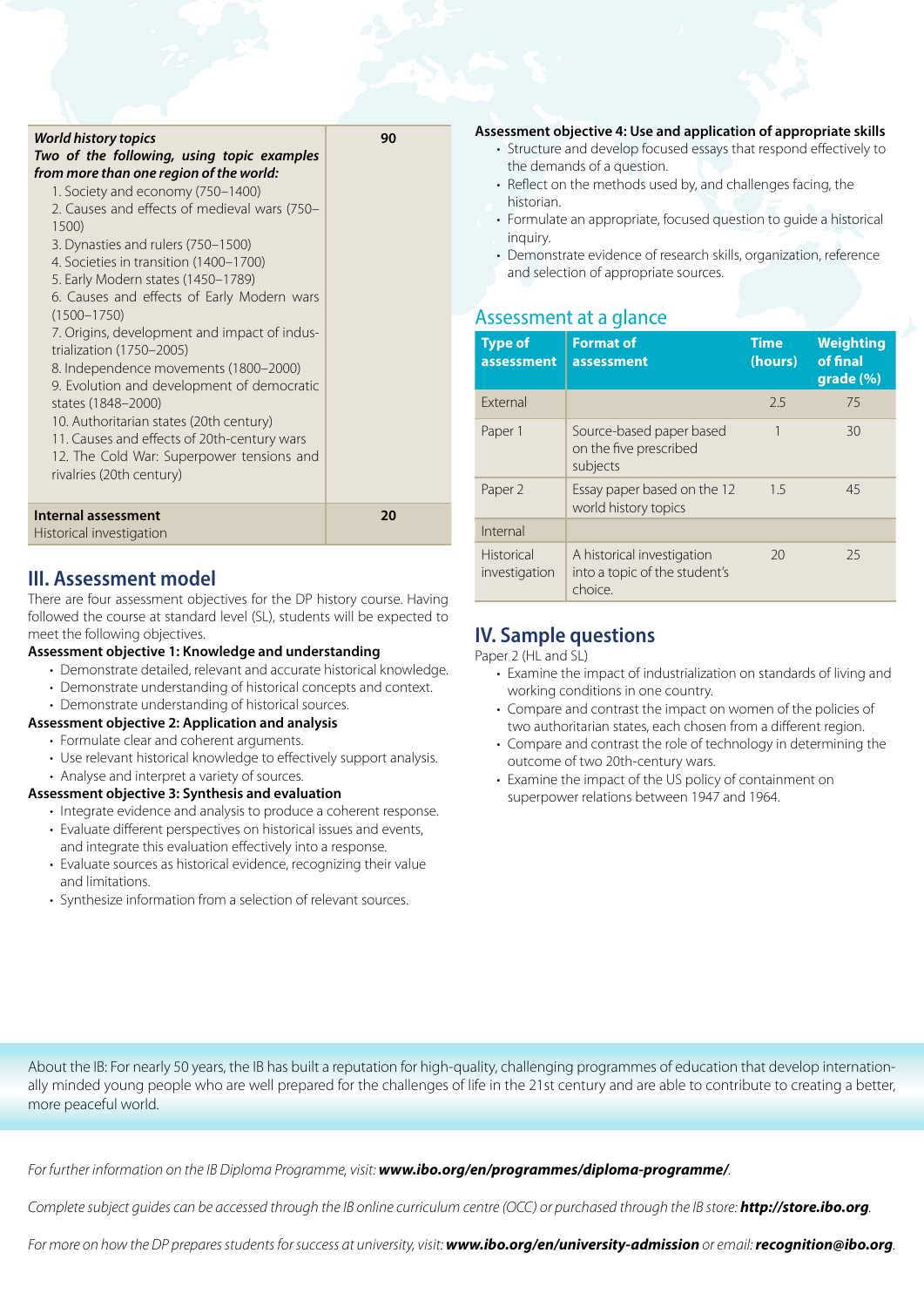| | |
|---|---|
| ***World history topics*** <br> ***Two of the following, using topic examples from more than one region of the world:*** <br> 1. Society and economy (750–1400) <br> 2. Causes and effects of medieval wars (750–1500) <br> 3. Dynasties and rulers (750–1500) <br> 4. Societies in transition (1400–1700) <br> 5. Early Modern states (1450–1789) <br> 6. Causes and effects of Early Modern wars (1500–1750) <br> 7. Origins, development and impact of industrialization (1750–2005) <br> 8. Independence movements (1800–2000) <br> 9. Evolution and development of democratic states (1848–2000) <br> 10. Authoritarian states (20th century) <br> 11. Causes and effects of 20th-century wars <br> 12. The Cold War: Superpower tensions and rivalries (20th century) | **90** |
| **Internal assessment** <br> Historical investigation | **20** |

## III. Assessment model

There are four assessment objectives for the DP history course. Having followed the course at standard level (SL), students will be expected to meet the following objectives.

**Assessment objective 1: Knowledge and understanding**

- Demonstrate detailed, relevant and accurate historical knowledge.
- Demonstrate understanding of historical concepts and context.
- Demonstrate understanding of historical sources.

**Assessment objective 2: Application and analysis**

- Formulate clear and coherent arguments.
- Use relevant historical knowledge to effectively support analysis.
- Analyse and interpret a variety of sources.

**Assessment objective 3: Synthesis and evaluation**

- Integrate evidence and analysis to produce a coherent response.
- Evaluate different perspectives on historical issues and events, and integrate this evaluation effectively into a response.
- Evaluate sources as historical evidence, recognizing their value and limitations.
- Synthesize information from a selection of relevant sources.

**Assessment objective 4: Use and application of appropriate skills**

- Structure and develop focused essays that respond effectively to the demands of a question.
- Reflect on the methods used by, and challenges facing, the historian.
- Formulate an appropriate, focused question to guide a historical inquiry.
- Demonstrate evidence of research skills, organization, reference and selection of appropriate sources.

## Assessment at a glance

| Type of assessment | Format of assessment | Time (hours) | Weighting of final grade (%) |
|---|---|---|---|
| External | | 2.5 | 75 |
| Paper 1 | Source-based paper based on the five prescribed subjects | 1 | 30 |
| Paper 2 | Essay paper based on the 12 world history topics | 1.5 | 45 |
| Internal | | | |
| Historical investigation | A historical investigation into a topic of the student's choice. | 20 | 25 |

## IV. Sample questions

Paper 2 (HL and SL)

- Examine the impact of industrialization on standards of living and working conditions in one country.
- Compare and contrast the impact on women of the policies of two authoritarian states, each chosen from a different region.
- Compare and contrast the role of technology in determining the outcome of two 20th-century wars.
- Examine the impact of the US policy of containment on superpower relations between 1947 and 1964.

About the IB: For nearly 50 years, the IB has built a reputation for high-quality, challenging programmes of education that develop internationally minded young people who are well prepared for the challenges of life in the 21st century and are able to contribute to creating a better, more peaceful world.

*For further information on the IB Diploma Programme, visit:* ***www.ibo.org/en/programmes/diploma-programme/****.*

*Complete subject guides can be accessed through the IB online curriculum centre (OCC) or purchased through the IB store:* ***http://store.ibo.org****.*

*For more on how the DP prepares students for success at university, visit:* ***www.ibo.org/en/university-admission*** *or email:* ***recognition@ibo.org****.*